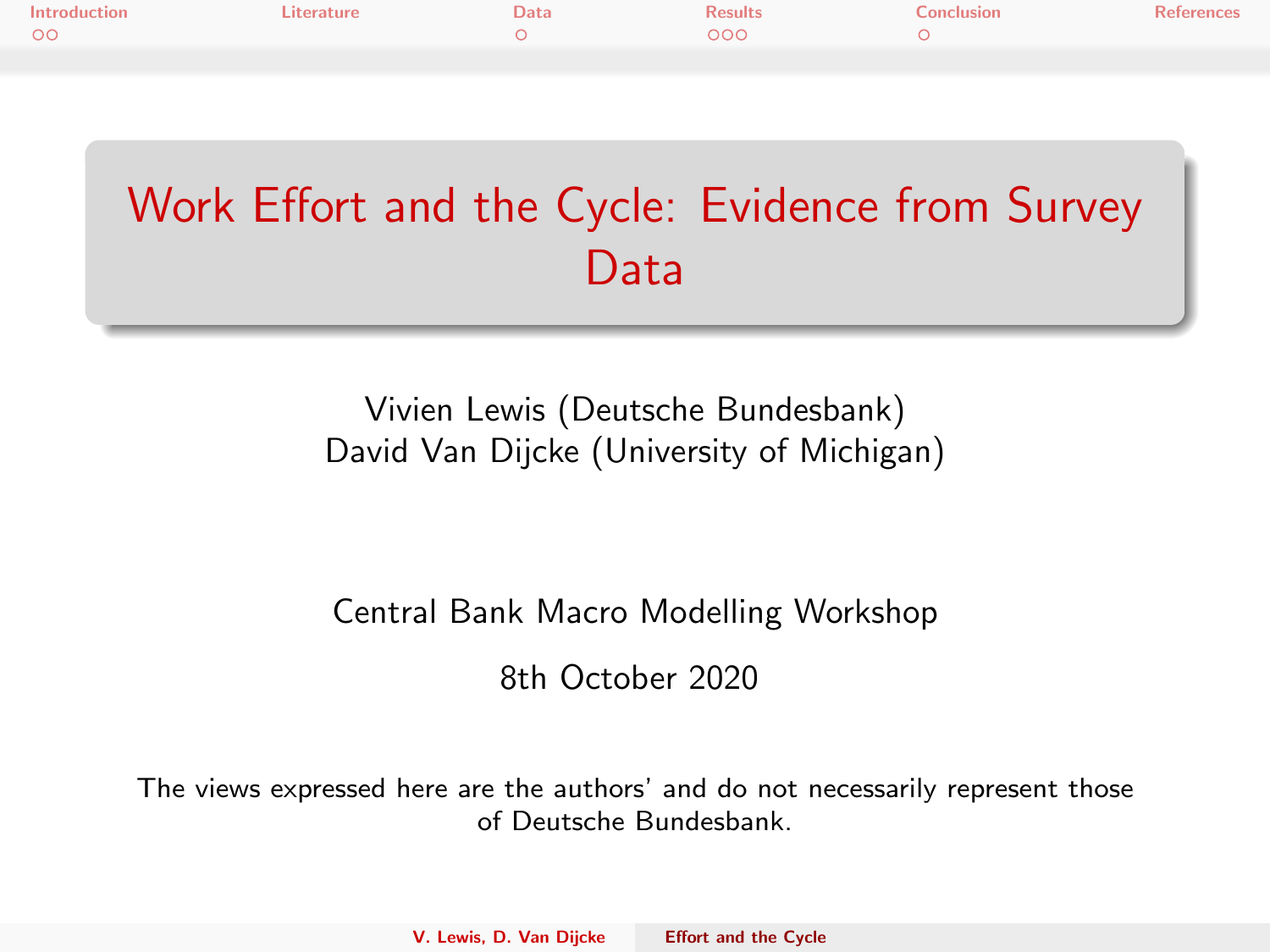# Work Effort and the Cycle: Evidence from Survey Data

Vivien Lewis (Deutsche Bundesbank)
David Van Dijcke (University of Michigan)

Central Bank Macro Modelling Workshop

8th October 2020

The views expressed here are the authors' and do not necessarily represent those of Deutsche Bundesbank.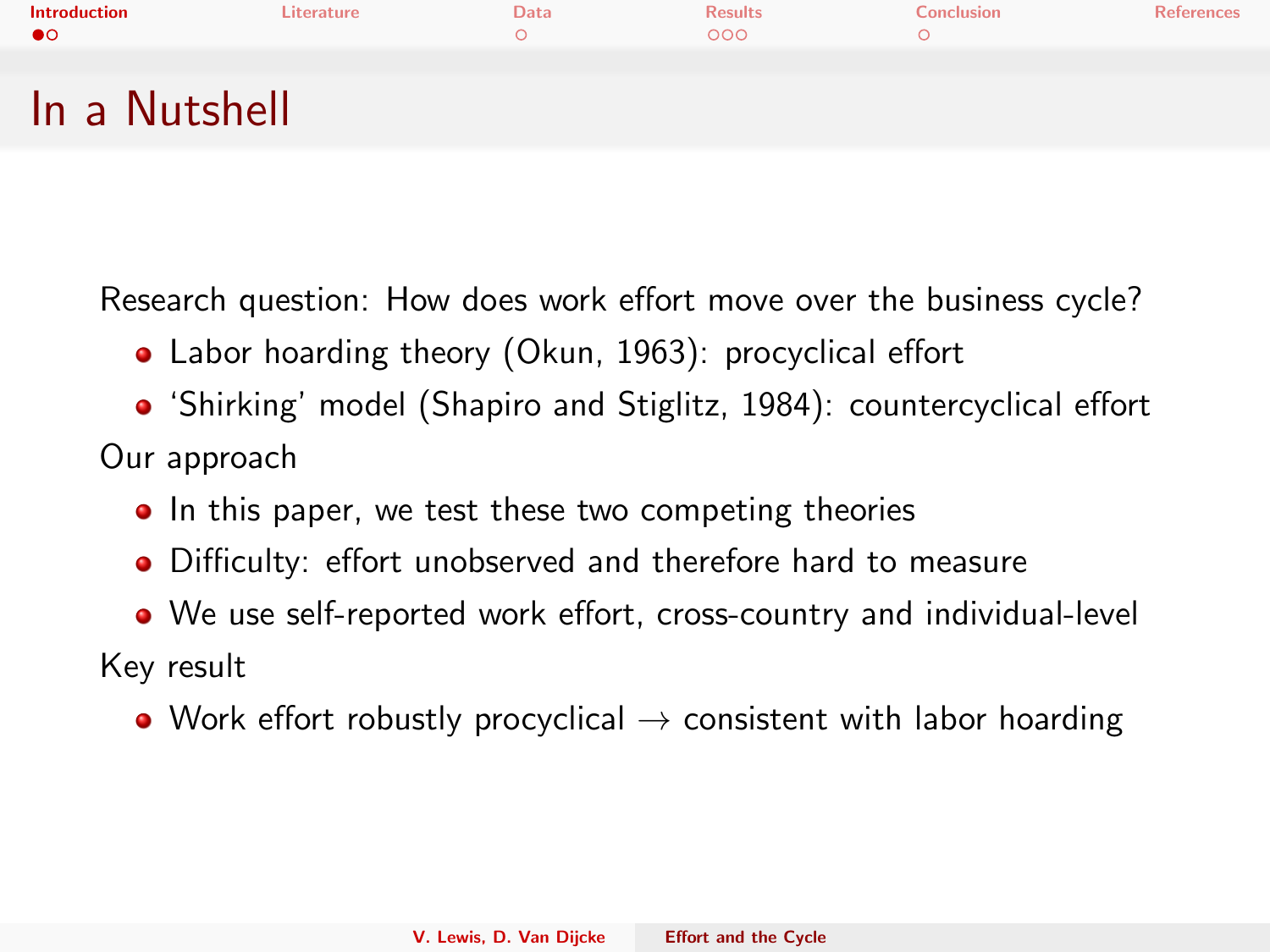# In a Nutshell

Research question: How does work effort move over the business cycle?

- Labor hoarding theory (Okun, 1963): procyclical effort
- 'Shirking' model (Shapiro and Stiglitz, 1984): countercyclical effort

Our approach

- In this paper, we test these two competing theories
- Difficulty: effort unobserved and therefore hard to measure
- We use self-reported work effort, cross-country and individual-level

Key result

- Work effort robustly procyclical $\rightarrow$ consistent with labor hoarding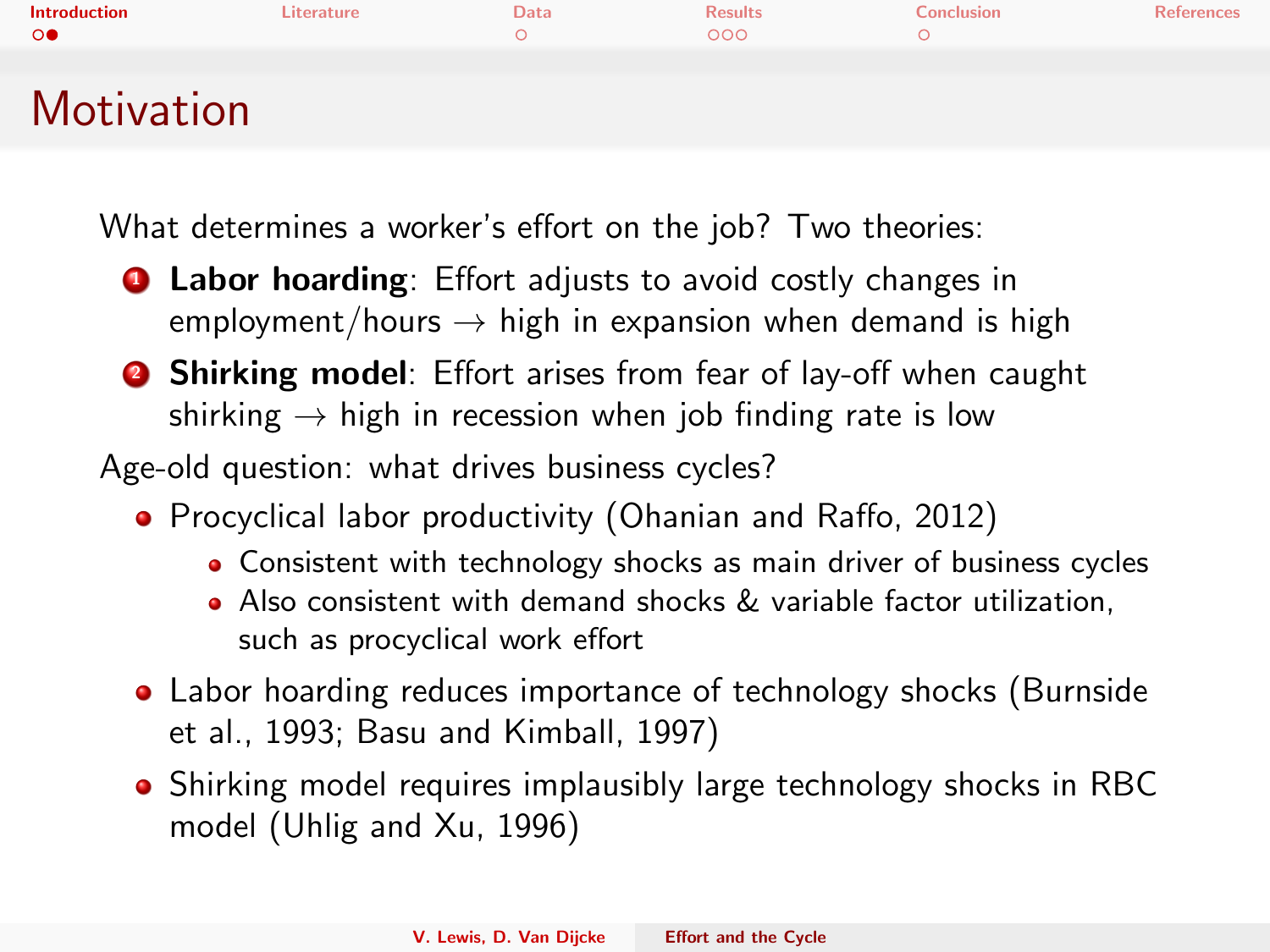# Motivation

What determines a worker's effort on the job? Two theories:

1. **Labor hoarding**: Effort adjusts to avoid costly changes in employment/hours $\rightarrow$ high in expansion when demand is high
2. **Shirking model**: Effort arises from fear of lay-off when caught shirking $\rightarrow$ high in recession when job finding rate is low

Age-old question: what drives business cycles?

- Procyclical labor productivity (Ohanian and Raffo, 2012)
  - Consistent with technology shocks as main driver of business cycles
  - Also consistent with demand shocks & variable factor utilization, such as procyclical work effort
- Labor hoarding reduces importance of technology shocks (Burnside et al., 1993; Basu and Kimball, 1997)
- Shirking model requires implausibly large technology shocks in RBC model (Uhlig and Xu, 1996)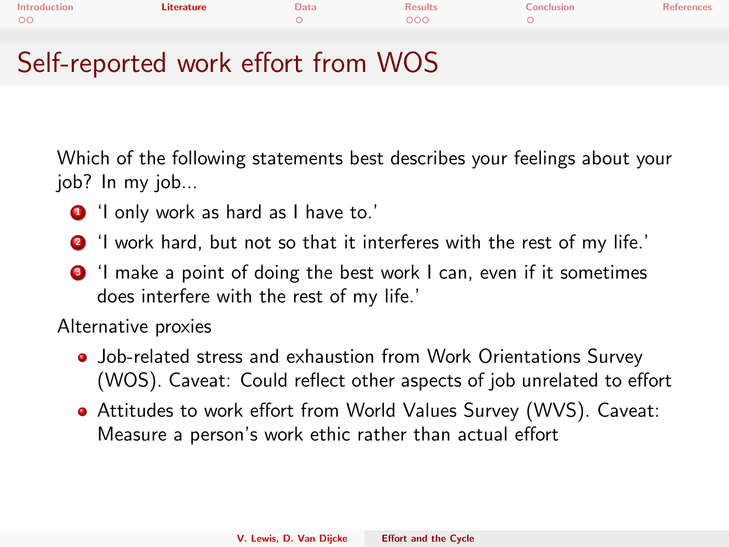# Self-reported work effort from WOS

Which of the following statements best describes your feelings about your job? In my job...

1. 'I only work as hard as I have to.'
2. 'I work hard, but not so that it interferes with the rest of my life.'
3. 'I make a point of doing the best work I can, even if it sometimes does interfere with the rest of my life.'

Alternative proxies

- Job-related stress and exhaustion from Work Orientations Survey (WOS). Caveat: Could reflect other aspects of job unrelated to effort
- Attitudes to work effort from World Values Survey (WVS). Caveat: Measure a person's work ethic rather than actual effort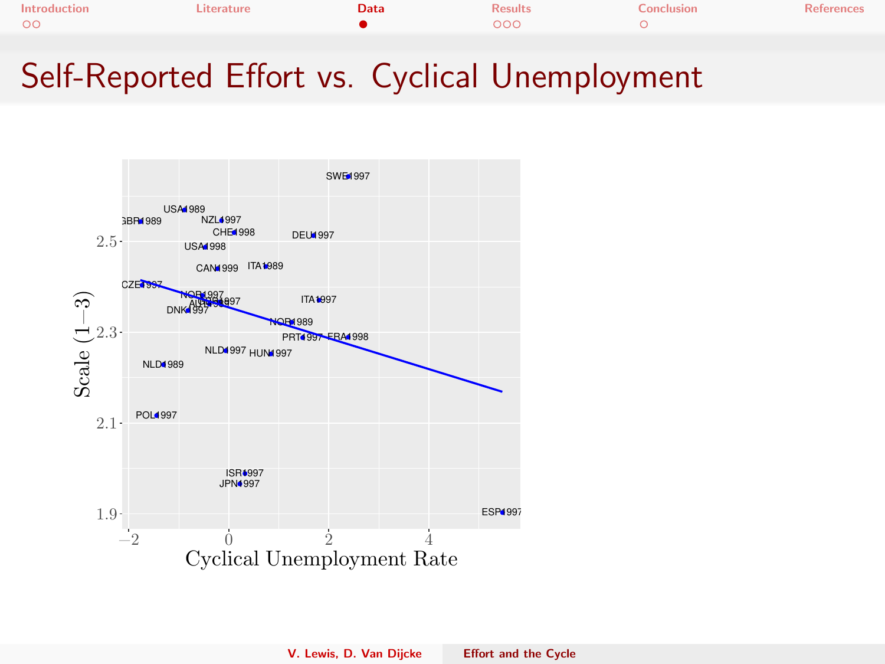# Self-Reported Effort vs. Cyclical Unemployment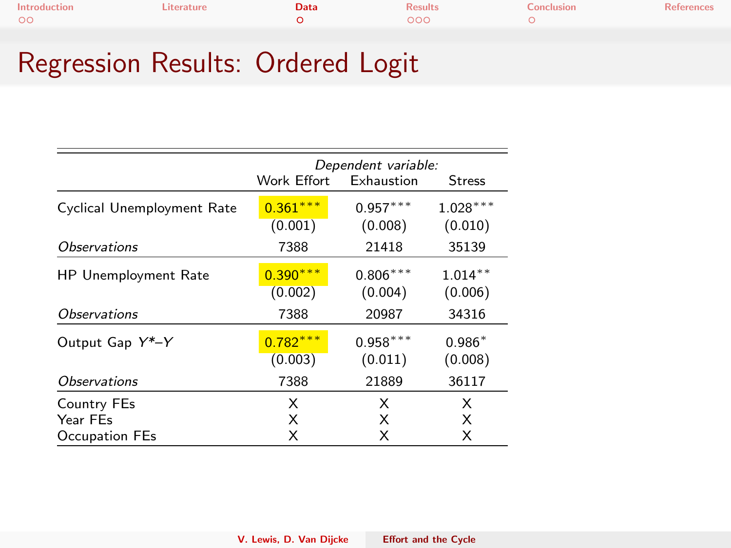# Regression Results: Ordered Logit

| | *Dependent variable:* | | |
|---|---|---|---|
| | Work Effort | Exhaustion | Stress |
| Cyclical Unemployment Rate | 0.361*** | 0.957*** | 1.028*** |
| | (0.001) | (0.008) | (0.010) |
| *Observations* | 7388 | 21418 | 35139 |
| HP Unemployment Rate | 0.390*** | 0.806*** | 1.014** |
| | (0.002) | (0.004) | (0.006) |
| *Observations* | 7388 | 20987 | 34316 |
| Output Gap *Y*–Y* | 0.782*** | 0.958*** | 0.986* |
| | (0.003) | (0.011) | (0.008) |
| *Observations* | 7388 | 21889 | 36117 |
| Country FEs | X | X | X |
| Year FEs | X | X | X |
| Occupation FEs | X | X | X |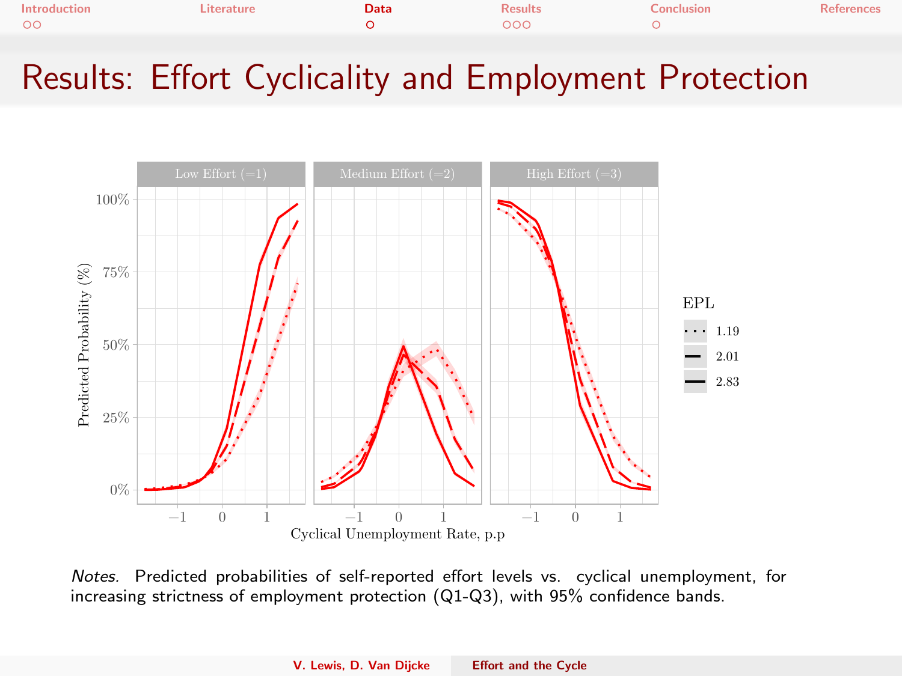# Results: Effort Cyclicality and Employment Protection

*Notes.* Predicted probabilities of self-reported effort levels vs. cyclical unemployment, for increasing strictness of employment protection (Q1-Q3), with 95% confidence bands.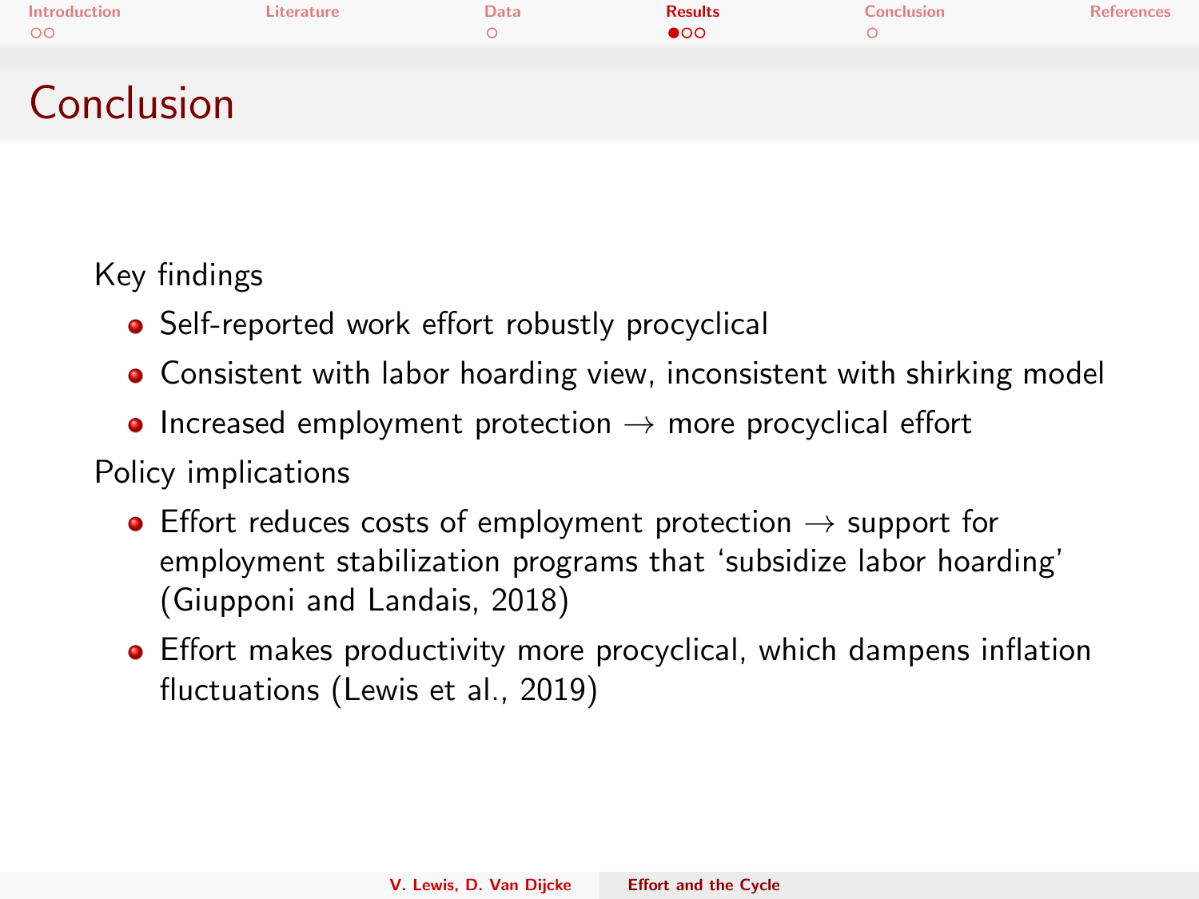# Conclusion

Key findings

- Self-reported work effort robustly procyclical
- Consistent with labor hoarding view, inconsistent with shirking model
- Increased employment protection $\rightarrow$ more procyclical effort

Policy implications

- Effort reduces costs of employment protection $\rightarrow$ support for employment stabilization programs that 'subsidize labor hoarding' (Giupponi and Landais, 2018)
- Effort makes productivity more procyclical, which dampens inflation fluctuations (Lewis et al., 2019)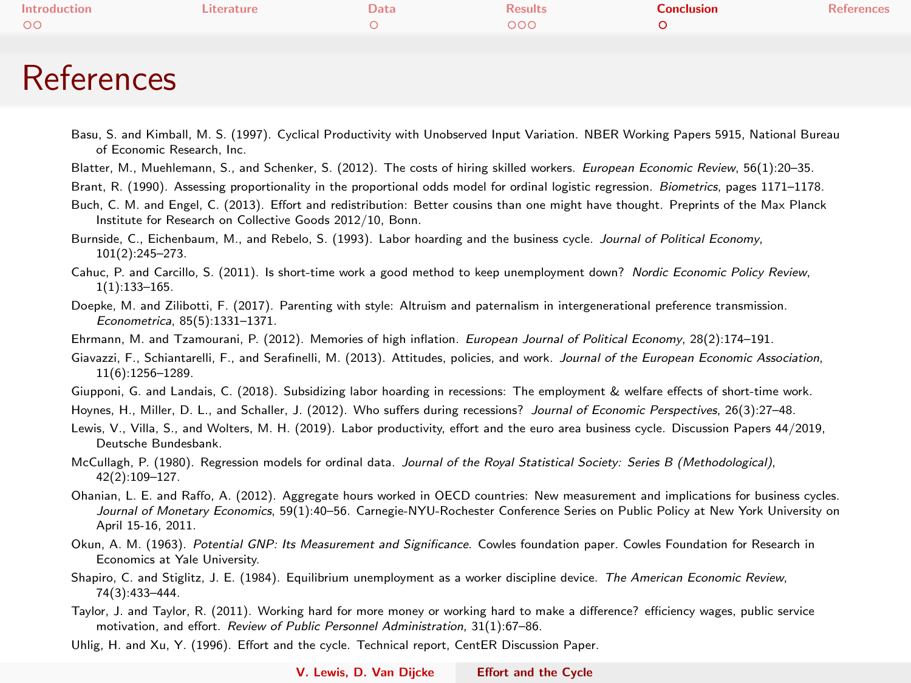# References

Basu, S. and Kimball, M. S. (1997). Cyclical Productivity with Unobserved Input Variation. NBER Working Papers 5915, National Bureau of Economic Research, Inc.

Blatter, M., Muehlemann, S., and Schenker, S. (2012). The costs of hiring skilled workers. *European Economic Review*, 56(1):20–35.

Brant, R. (1990). Assessing proportionality in the proportional odds model for ordinal logistic regression. *Biometrics*, pages 1171–1178.

Buch, C. M. and Engel, C. (2013). Effort and redistribution: Better cousins than one might have thought. Preprints of the Max Planck Institute for Research on Collective Goods 2012/10, Bonn.

Burnside, C., Eichenbaum, M., and Rebelo, S. (1993). Labor hoarding and the business cycle. *Journal of Political Economy*, 101(2):245–273.

Cahuc, P. and Carcillo, S. (2011). Is short-time work a good method to keep unemployment down? *Nordic Economic Policy Review*, 1(1):133–165.

Doepke, M. and Zilibotti, F. (2017). Parenting with style: Altruism and paternalism in intergenerational preference transmission. *Econometrica*, 85(5):1331–1371.

Ehrmann, M. and Tzamourani, P. (2012). Memories of high inflation. *European Journal of Political Economy*, 28(2):174–191.

Giavazzi, F., Schiantarelli, F., and Serafinelli, M. (2013). Attitudes, policies, and work. *Journal of the European Economic Association*, 11(6):1256–1289.

Giupponi, G. and Landais, C. (2018). Subsidizing labor hoarding in recessions: The employment & welfare effects of short-time work.

Hoynes, H., Miller, D. L., and Schaller, J. (2012). Who suffers during recessions? *Journal of Economic Perspectives*, 26(3):27–48.

Lewis, V., Villa, S., and Wolters, M. H. (2019). Labor productivity, effort and the euro area business cycle. Discussion Papers 44/2019, Deutsche Bundesbank.

McCullagh, P. (1980). Regression models for ordinal data. *Journal of the Royal Statistical Society: Series B (Methodological)*, 42(2):109–127.

Ohanian, L. E. and Raffo, A. (2012). Aggregate hours worked in OECD countries: New measurement and implications for business cycles. *Journal of Monetary Economics*, 59(1):40–56. Carnegie-NYU-Rochester Conference Series on Public Policy at New York University on April 15-16, 2011.

Okun, A. M. (1963). *Potential GNP: Its Measurement and Significance*. Cowles foundation paper. Cowles Foundation for Research in Economics at Yale University.

Shapiro, C. and Stiglitz, J. E. (1984). Equilibrium unemployment as a worker discipline device. *The American Economic Review*, 74(3):433–444.

Taylor, J. and Taylor, R. (2011). Working hard for more money or working hard to make a difference? efficiency wages, public service motivation, and effort. *Review of Public Personnel Administration*, 31(1):67–86.

Uhlig, H. and Xu, Y. (1996). Effort and the cycle. Technical report, CentER Discussion Paper.